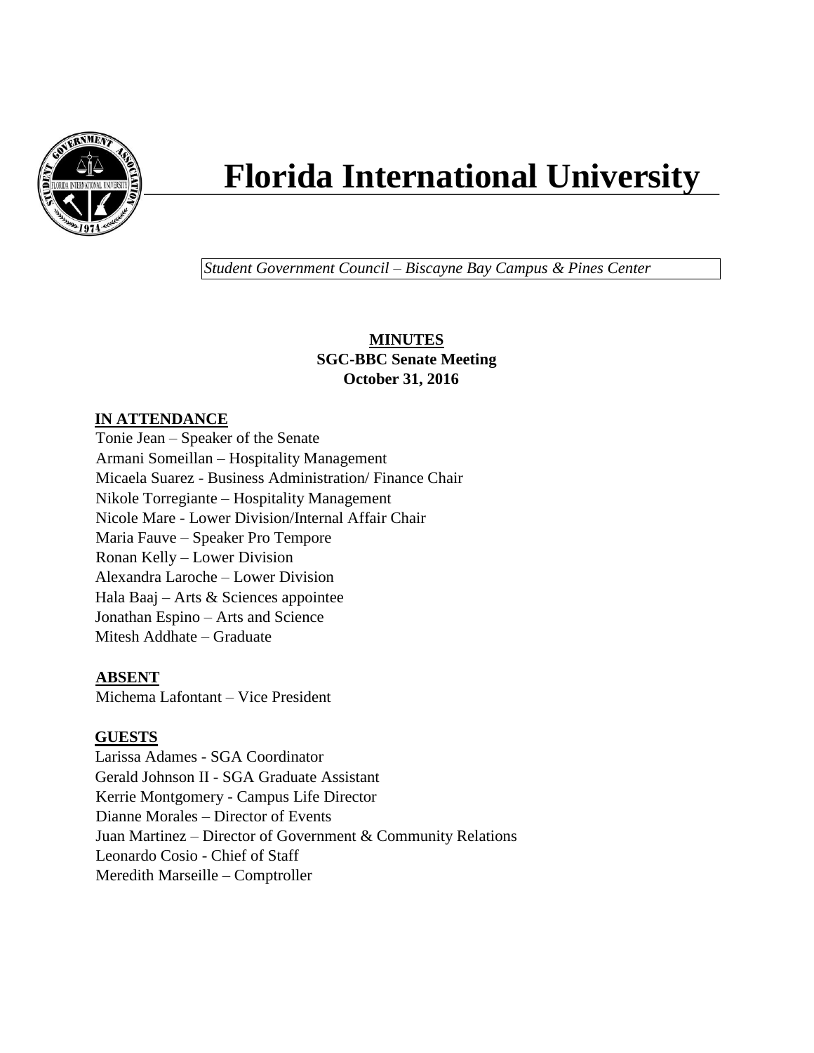# Florida International University

*Student Government Council – Biscayne Bay Campus & Pines Center*

**MINUTES**
**SGC-BBC Senate Meeting**
**October 31, 2016**

**IN ATTENDANCE**

Tonie Jean – Speaker of the Senate
Armani Someillan – Hospitality Management
Micaela Suarez - Business Administration/ Finance Chair
Nikole Torregiante – Hospitality Management
Nicole Mare - Lower Division/Internal Affair Chair
Maria Fauve – Speaker Pro Tempore
Ronan Kelly – Lower Division
Alexandra Laroche – Lower Division
Hala Baaj – Arts & Sciences appointee
Jonathan Espino – Arts and Science
Mitesh Addhate – Graduate

**ABSENT**

Michema Lafontant – Vice President

**GUESTS**

Larissa Adames - SGA Coordinator
Gerald Johnson II - SGA Graduate Assistant
Kerrie Montgomery - Campus Life Director
Dianne Morales – Director of Events
Juan Martinez – Director of Government & Community Relations
Leonardo Cosio - Chief of Staff
Meredith Marseille – Comptroller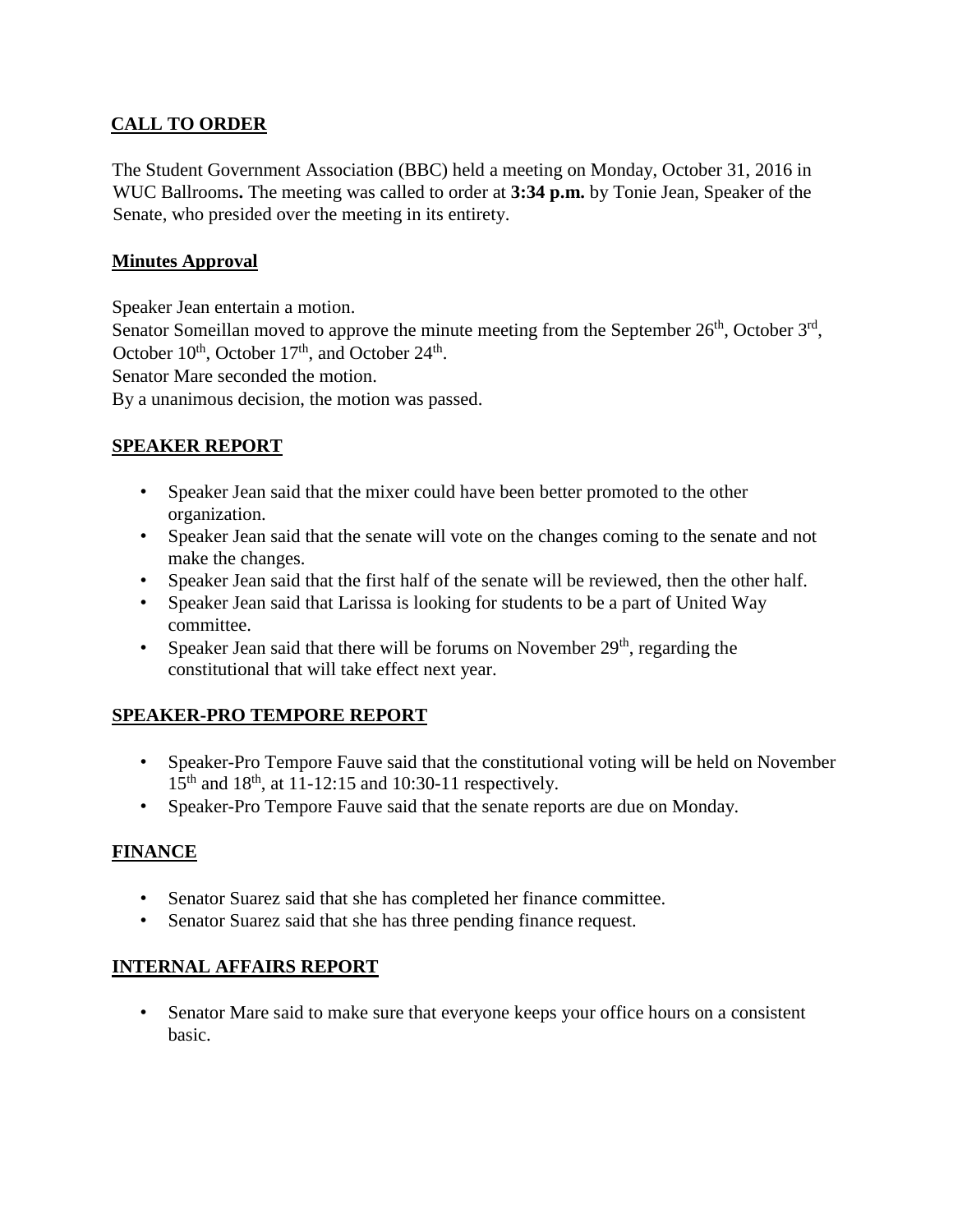## CALL TO ORDER

The Student Government Association (BBC) held a meeting on Monday, October 31, 2016 in WUC Ballrooms**.** The meeting was called to order at **3:34 p.m.** by Tonie Jean, Speaker of the Senate, who presided over the meeting in its entirety.

## Minutes Approval

Speaker Jean entertain a motion.
Senator Someillan moved to approve the minute meeting from the September 26th, October 3rd, October 10th, October 17th, and October 24th.
Senator Mare seconded the motion.
By a unanimous decision, the motion was passed.

## SPEAKER REPORT

- Speaker Jean said that the mixer could have been better promoted to the other organization.
- Speaker Jean said that the senate will vote on the changes coming to the senate and not make the changes.
- Speaker Jean said that the first half of the senate will be reviewed, then the other half.
- Speaker Jean said that Larissa is looking for students to be a part of United Way committee.
- Speaker Jean said that there will be forums on November 29th, regarding the constitutional that will take effect next year.

## SPEAKER-PRO TEMPORE REPORT

- Speaker-Pro Tempore Fauve said that the constitutional voting will be held on November 15th and 18th, at 11-12:15 and 10:30-11 respectively.
- Speaker-Pro Tempore Fauve said that the senate reports are due on Monday.

## FINANCE

- Senator Suarez said that she has completed her finance committee.
- Senator Suarez said that she has three pending finance request.

## INTERNAL AFFAIRS REPORT

- Senator Mare said to make sure that everyone keeps your office hours on a consistent basic.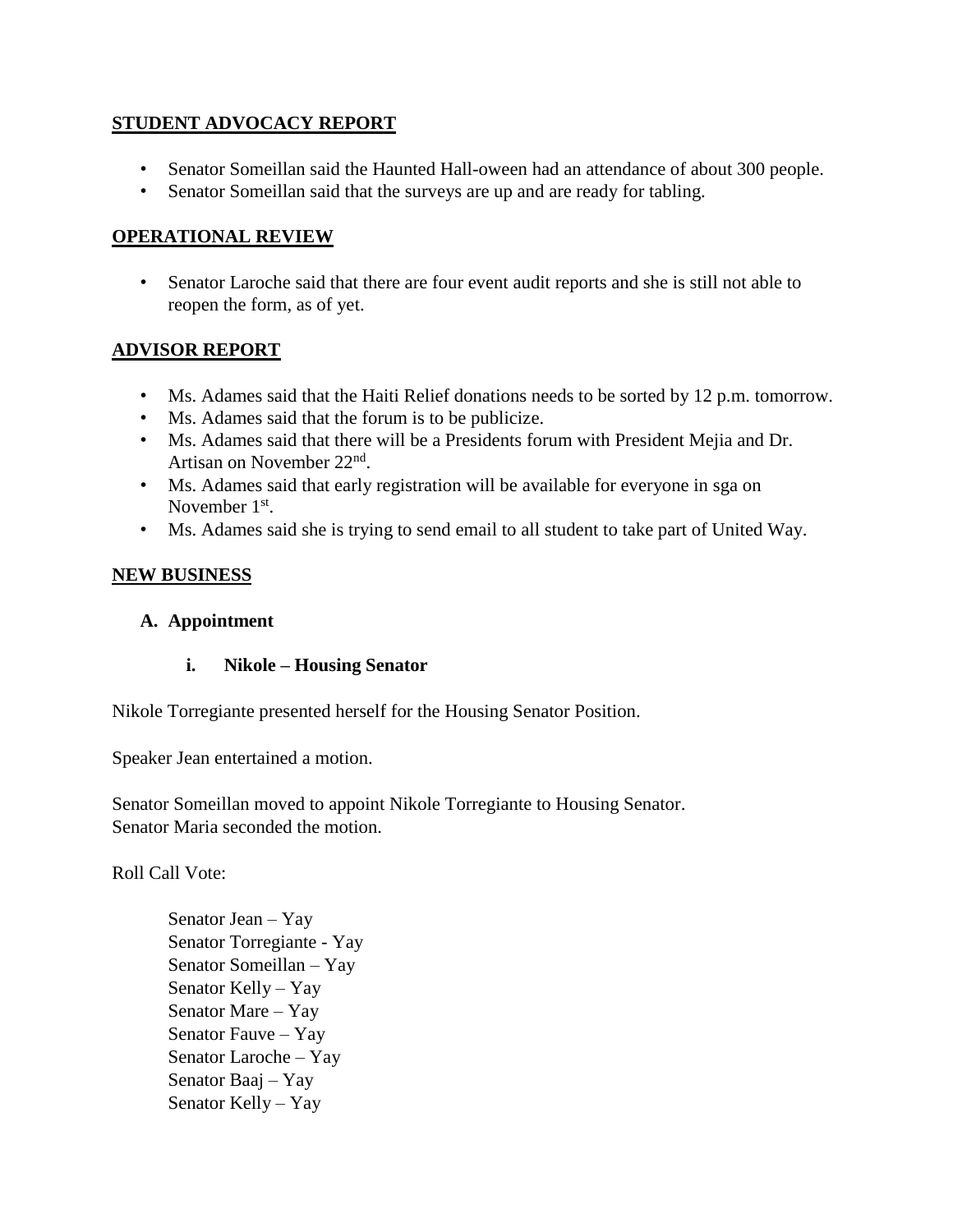**STUDENT ADVOCACY REPORT**

- Senator Someillan said the Haunted Hall-oween had an attendance of about 300 people.
- Senator Someillan said that the surveys are up and are ready for tabling.

**OPERATIONAL REVIEW**

- Senator Laroche said that there are four event audit reports and she is still not able to reopen the form, as of yet.

**ADVISOR REPORT**

- Ms. Adames said that the Haiti Relief donations needs to be sorted by 12 p.m. tomorrow.
- Ms. Adames said that the forum is to be publicize.
- Ms. Adames said that there will be a Presidents forum with President Mejia and Dr. Artisan on November 22nd.
- Ms. Adames said that early registration will be available for everyone in sga on November 1st.
- Ms. Adames said she is trying to send email to all student to take part of United Way.

**NEW BUSINESS**

**A. Appointment**

**i. Nikole – Housing Senator**

Nikole Torregiante presented herself for the Housing Senator Position.

Speaker Jean entertained a motion.

Senator Someillan moved to appoint Nikole Torregiante to Housing Senator.
Senator Maria seconded the motion.

Roll Call Vote:

Senator Jean – Yay
Senator Torregiante - Yay
Senator Someillan – Yay
Senator Kelly – Yay
Senator Mare – Yay
Senator Fauve – Yay
Senator Laroche – Yay
Senator Baaj – Yay
Senator Kelly – Yay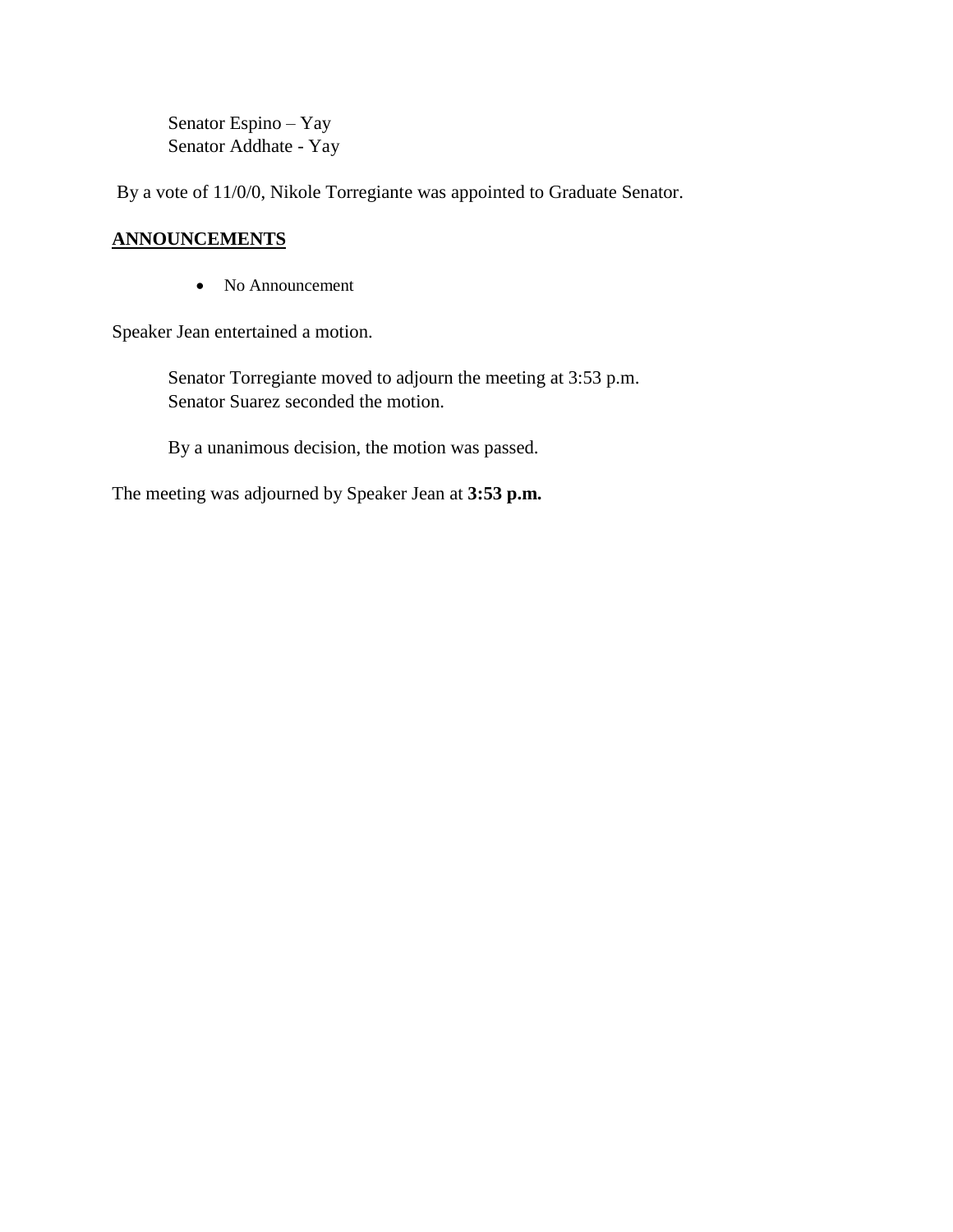Senator Espino – Yay
Senator Addhate - Yay

By a vote of 11/0/0, Nikole Torregiante was appointed to Graduate Senator.

## ANNOUNCEMENTS

- No Announcement

Speaker Jean entertained a motion.

Senator Torregiante moved to adjourn the meeting at 3:53 p.m.
Senator Suarez seconded the motion.

By a unanimous decision, the motion was passed.

The meeting was adjourned by Speaker Jean at **3:53 p.m.**